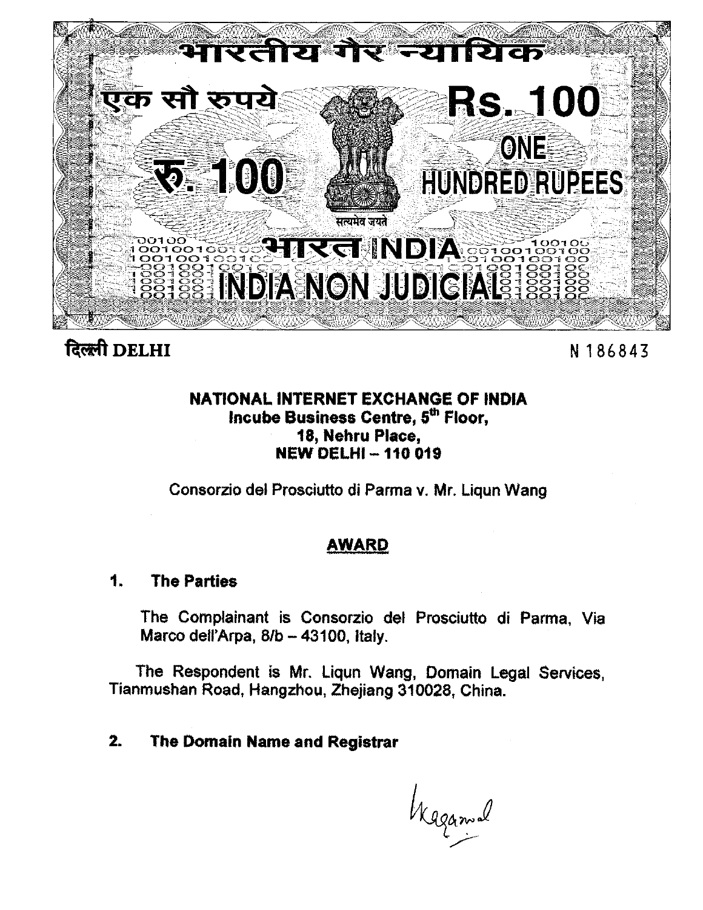भारतीय गैर न्यायिक

एक सौ रुपये **Rs. 100**

रु. 100 ONE HUNDRED RUPEES

सत्यमेव जयते

भारत INDIA

INDIA NON JUDICIAL

दिल्ली DELHI N 186843

**NATIONAL INTERNET EXCHANGE OF INDIA**
**Incube Business Centre, 5th Floor,**
**18, Nehru Place,**
**NEW DELHI – 110 019**

Consorzio del Prosciutto di Parma v. Mr. Liqun Wang

## AWARD

### 1. The Parties

The Complainant is Consorzio del Prosciutto di Parma, Via Marco dell'Arpa, 8/b – 43100, Italy.

The Respondent is Mr. Liqun Wang, Domain Legal Services, Tianmushan Road, Hangzhou, Zhejiang 310028, China.

### 2. The Domain Name and Registrar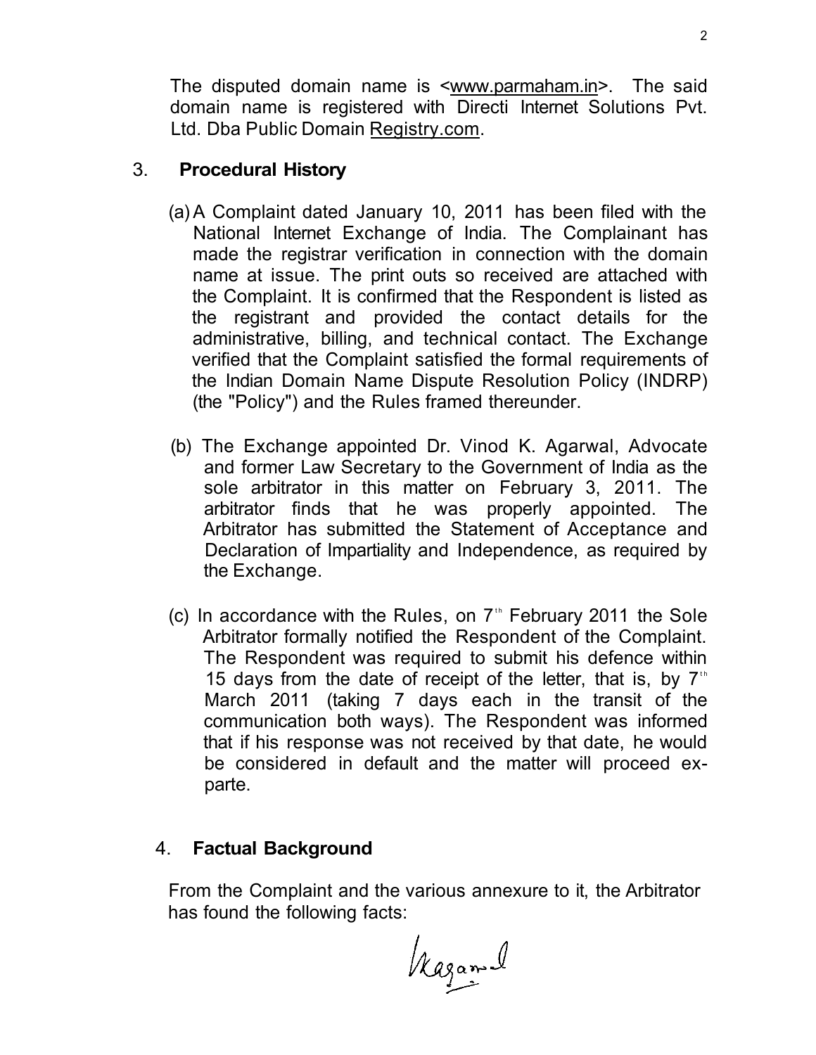The disputed domain name is <www.parmaham.in>. The said domain name is registered with Directi Internet Solutions Pvt. Ltd. Dba Public Domain Registry.com.

## 3. Procedural History

(a) A Complaint dated January 10, 2011 has been filed with the National Internet Exchange of India. The Complainant has made the registrar verification in connection with the domain name at issue. The print outs so received are attached with the Complaint. It is confirmed that the Respondent is listed as the registrant and provided the contact details for the administrative, billing, and technical contact. The Exchange verified that the Complaint satisfied the formal requirements of the Indian Domain Name Dispute Resolution Policy (INDRP) (the "Policy") and the Rules framed thereunder.

(b) The Exchange appointed Dr. Vinod K. Agarwal, Advocate and former Law Secretary to the Government of India as the sole arbitrator in this matter on February 3, 2011. The arbitrator finds that he was properly appointed. The Arbitrator has submitted the Statement of Acceptance and Declaration of Impartiality and Independence, as required by the Exchange.

(c) In accordance with the Rules, on 7th February 2011 the Sole Arbitrator formally notified the Respondent of the Complaint. The Respondent was required to submit his defence within 15 days from the date of receipt of the letter, that is, by 7th March 2011 (taking 7 days each in the transit of the communication both ways). The Respondent was informed that if his response was not received by that date, he would be considered in default and the matter will proceed ex-parte.

## 4. Factual Background

From the Complaint and the various annexure to it, the Arbitrator has found the following facts:

Vagarwal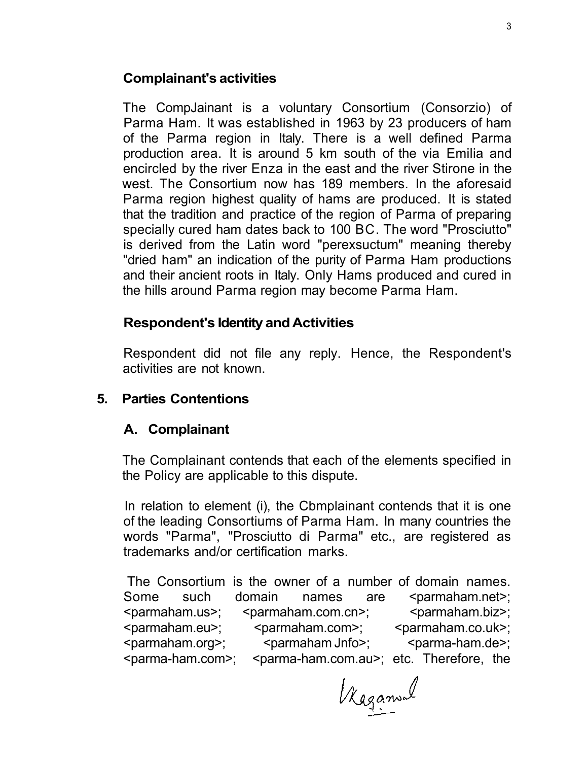### Complainant's activities

The CompJainant is a voluntary Consortium (Consorzio) of Parma Ham. It was established in 1963 by 23 producers of ham of the Parma region in Italy. There is a well defined Parma production area. It is around 5 km south of the via Emilia and encircled by the river Enza in the east and the river Stirone in the west. The Consortium now has 189 members. In the aforesaid Parma region highest quality of hams are produced. It is stated that the tradition and practice of the region of Parma of preparing specially cured ham dates back to 100 BC. The word "Prosciutto" is derived from the Latin word "perexsuctum" meaning thereby "dried ham" an indication of the purity of Parma Ham productions and their ancient roots in Italy. Only Hams produced and cured in the hills around Parma region may become Parma Ham.

### Respondent's Identity and Activities

Respondent did not file any reply. Hence, the Respondent's activities are not known.

## 5. Parties Contentions

### A. Complainant

The Complainant contends that each of the elements specified in the Policy are applicable to this dispute.

In relation to element (i), the Cbmplainant contends that it is one of the leading Consortiums of Parma Ham. In many countries the words "Parma", "Prosciutto di Parma" etc., are registered as trademarks and/or certification marks.

The Consortium is the owner of a number of domain names. Some such domain names are <parmaham.net>; <parmaham.us>; <parmaham.com.cn>; <parmaham.biz>; <parmaham.eu>; <parmaham.com>; <parmaham.co.uk>; <parmaham.org>; <parmaham Jnfo>; <parma-ham.de>; <parma-ham.com>; <parma-ham.com.au>; etc. Therefore, the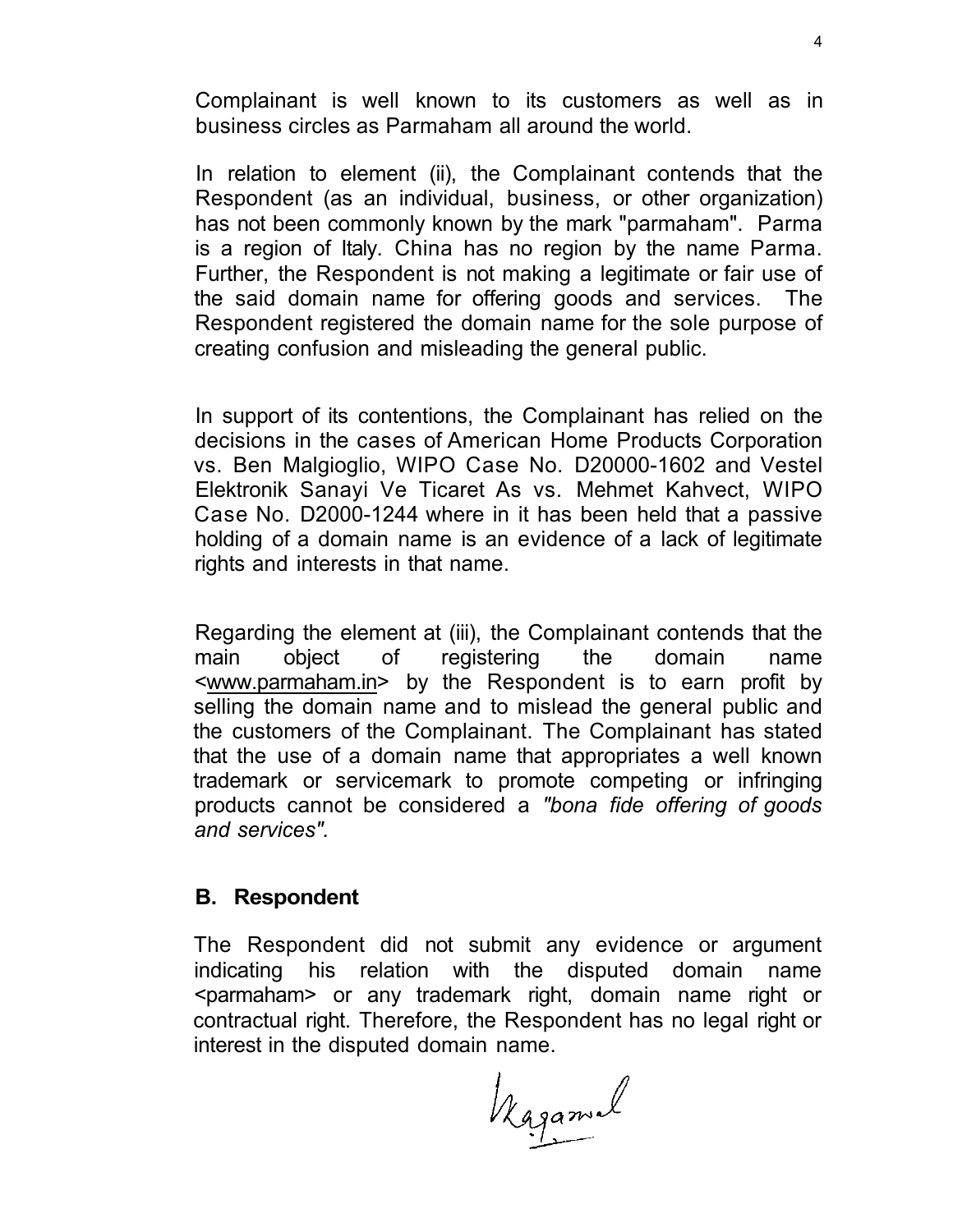Complainant is well known to its customers as well as in business circles as Parmaham all around the world.

In relation to element (ii), the Complainant contends that the Respondent (as an individual, business, or other organization) has not been commonly known by the mark "parmaham". Parma is a region of Italy. China has no region by the name Parma. Further, the Respondent is not making a legitimate or fair use of the said domain name for offering goods and services. The Respondent registered the domain name for the sole purpose of creating confusion and misleading the general public.

In support of its contentions, the Complainant has relied on the decisions in the cases of American Home Products Corporation vs. Ben Malgioglio, WIPO Case No. D20000-1602 and Vestel Elektronik Sanayi Ve Ticaret As vs. Mehmet Kahvect, WIPO Case No. D2000-1244 where in it has been held that a passive holding of a domain name is an evidence of a lack of legitimate rights and interests in that name.

Regarding the element at (iii), the Complainant contends that the main object of registering the domain name <www.parmaham.in> by the Respondent is to earn profit by selling the domain name and to mislead the general public and the customers of the Complainant. The Complainant has stated that the use of a domain name that appropriates a well known trademark or servicemark to promote competing or infringing products cannot be considered a *"bona fide offering of goods and services".*

## B. Respondent

The Respondent did not submit any evidence or argument indicating his relation with the disputed domain name <parmaham> or any trademark right, domain name right or contractual right. Therefore, the Respondent has no legal right or interest in the disputed domain name.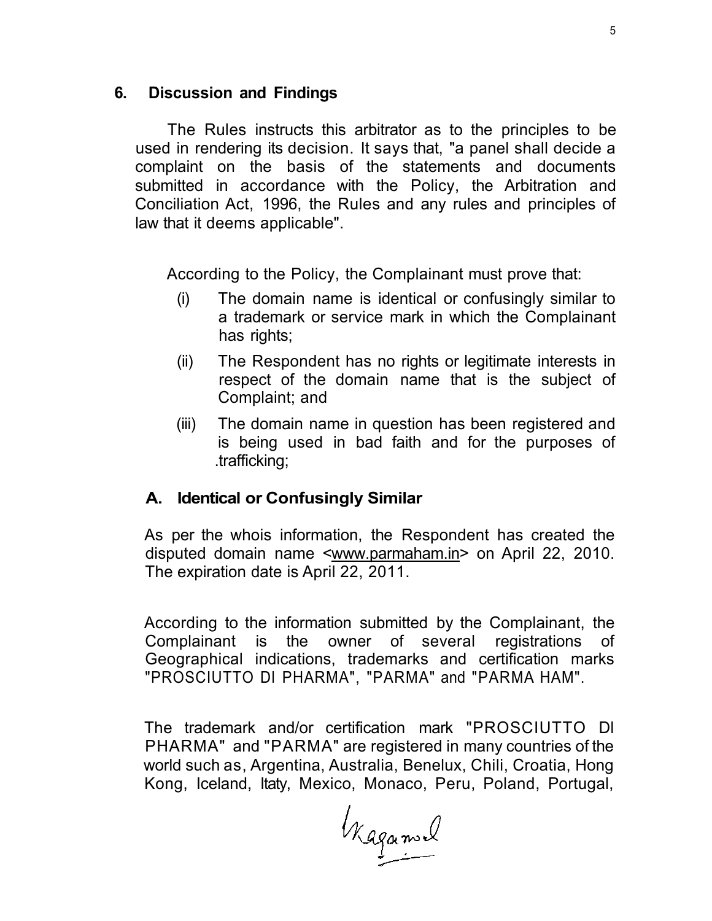## 6. Discussion and Findings

The Rules instructs this arbitrator as to the principles to be used in rendering its decision. It says that, "a panel shall decide a complaint on the basis of the statements and documents submitted in accordance with the Policy, the Arbitration and Conciliation Act, 1996, the Rules and any rules and principles of law that it deems applicable".

According to the Policy, the Complainant must prove that:

(i) The domain name is identical or confusingly similar to a trademark or service mark in which the Complainant has rights;

(ii) The Respondent has no rights or legitimate interests in respect of the domain name that is the subject of Complaint; and

(iii) The domain name in question has been registered and is being used in bad faith and for the purposes of .trafficking;

### A. Identical or Confusingly Similar

As per the whois information, the Respondent has created the disputed domain name <www.parmaham.in> on April 22, 2010. The expiration date is April 22, 2011.

According to the information submitted by the Complainant, the Complainant is the owner of several registrations of Geographical indications, trademarks and certification marks "PROSCIUTTO DI PHARMA", "PARMA" and "PARMA HAM".

The trademark and/or certification mark "PROSCIUTTO DI PHARMA" and "PARMA" are registered in many countries of the world such as, Argentina, Australia, Benelux, Chili, Croatia, Hong Kong, Iceland, Itaty, Mexico, Monaco, Peru, Poland, Portugal,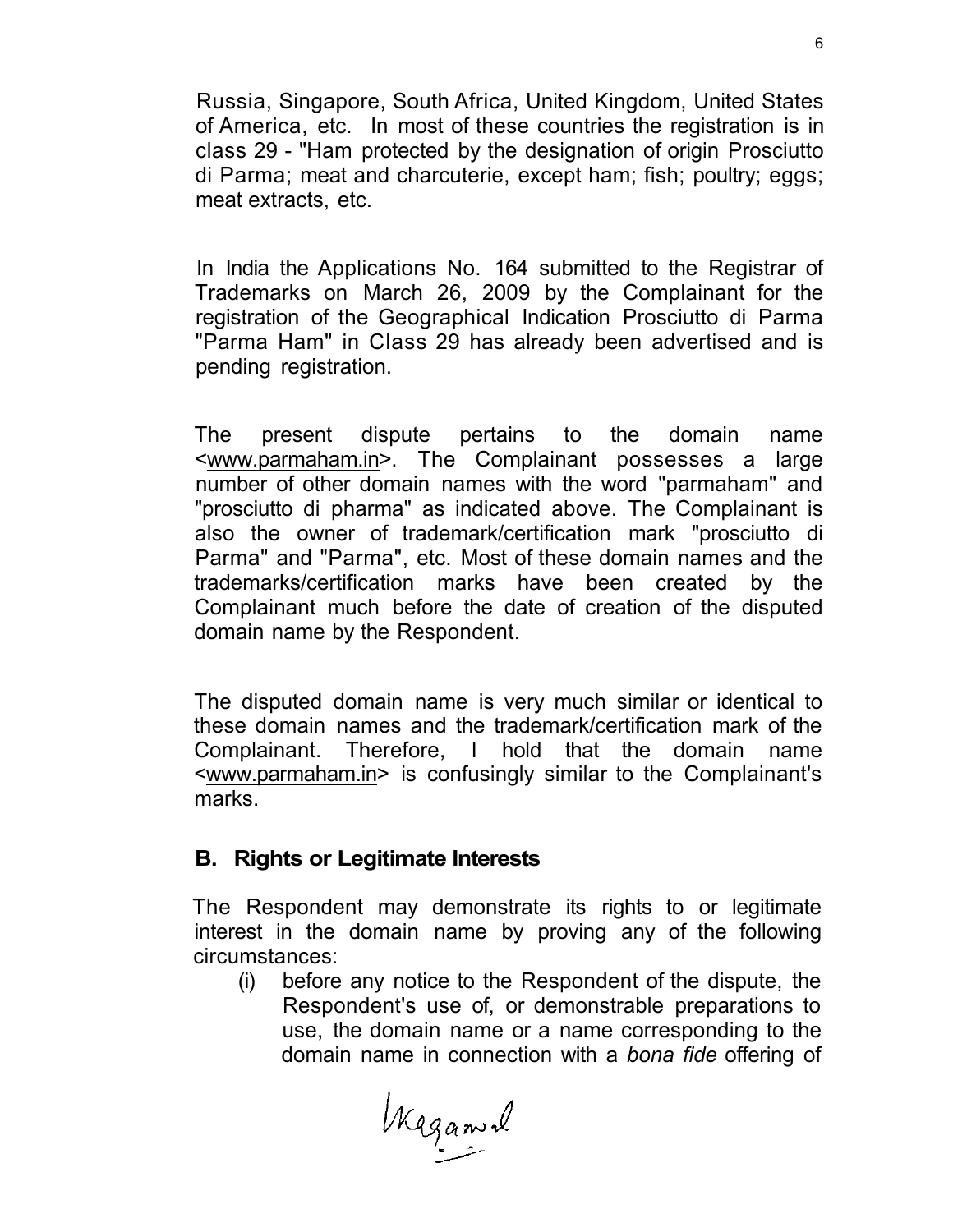Russia, Singapore, South Africa, United Kingdom, United States of America, etc. In most of these countries the registration is in class 29 - "Ham protected by the designation of origin Prosciutto di Parma; meat and charcuterie, except ham; fish; poultry; eggs; meat extracts, etc.

In India the Applications No. 164 submitted to the Registrar of Trademarks on March 26, 2009 by the Complainant for the registration of the Geographical Indication Prosciutto di Parma "Parma Ham" in Class 29 has already been advertised and is pending registration.

The present dispute pertains to the domain name <www.parmaham.in>. The Complainant possesses a large number of other domain names with the word "parmaham" and "prosciutto di pharma" as indicated above. The Complainant is also the owner of trademark/certification mark "prosciutto di Parma" and "Parma", etc. Most of these domain names and the trademarks/certification marks have been created by the Complainant much before the date of creation of the disputed domain name by the Respondent.

The disputed domain name is very much similar or identical to these domain names and the trademark/certification mark of the Complainant. Therefore, I hold that the domain name <www.parmaham.in> is confusingly similar to the Complainant's marks.

## B. Rights or Legitimate Interests

The Respondent may demonstrate its rights to or legitimate interest in the domain name by proving any of the following circumstances:

(i) before any notice to the Respondent of the dispute, the Respondent's use of, or demonstrable preparations to use, the domain name or a name corresponding to the domain name in connection with a *bona fide* offering of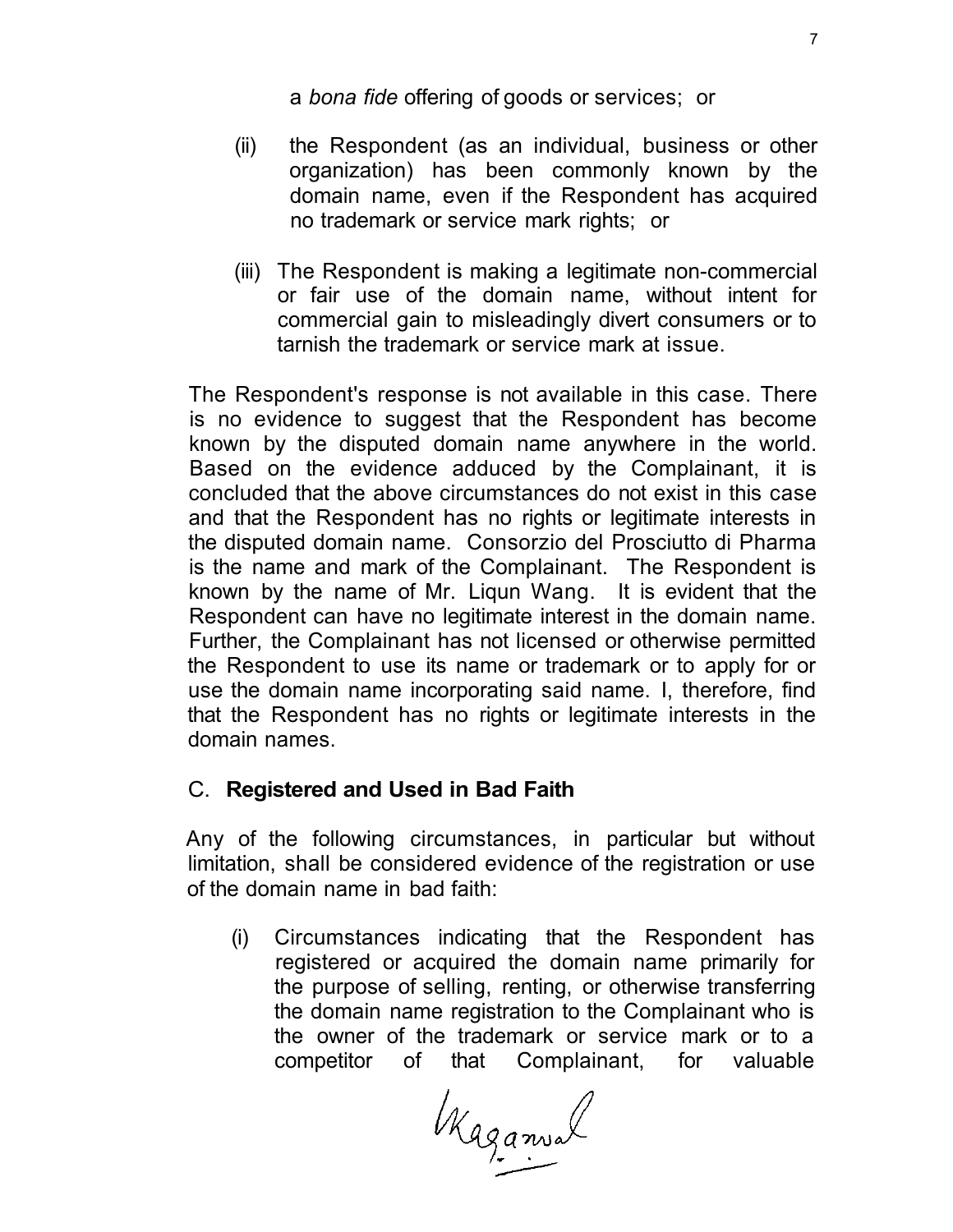a *bona fide* offering of goods or services; or

(ii) the Respondent (as an individual, business or other organization) has been commonly known by the domain name, even if the Respondent has acquired no trademark or service mark rights; or

(iii) The Respondent is making a legitimate non-commercial or fair use of the domain name, without intent for commercial gain to misleadingly divert consumers or to tarnish the trademark or service mark at issue.

The Respondent's response is not available in this case. There is no evidence to suggest that the Respondent has become known by the disputed domain name anywhere in the world. Based on the evidence adduced by the Complainant, it is concluded that the above circumstances do not exist in this case and that the Respondent has no rights or legitimate interests in the disputed domain name. Consorzio del Prosciutto di Pharma is the name and mark of the Complainant. The Respondent is known by the name of Mr. Liqun Wang. It is evident that the Respondent can have no legitimate interest in the domain name. Further, the Complainant has not licensed or otherwise permitted the Respondent to use its name or trademark or to apply for or use the domain name incorporating said name. I, therefore, find that the Respondent has no rights or legitimate interests in the domain names.

C. **Registered and Used in Bad Faith**

Any of the following circumstances, in particular but without limitation, shall be considered evidence of the registration or use of the domain name in bad faith:

(i) Circumstances indicating that the Respondent has registered or acquired the domain name primarily for the purpose of selling, renting, or otherwise transferring the domain name registration to the Complainant who is the owner of the trademark or service mark or to a competitor of that Complainant, for valuable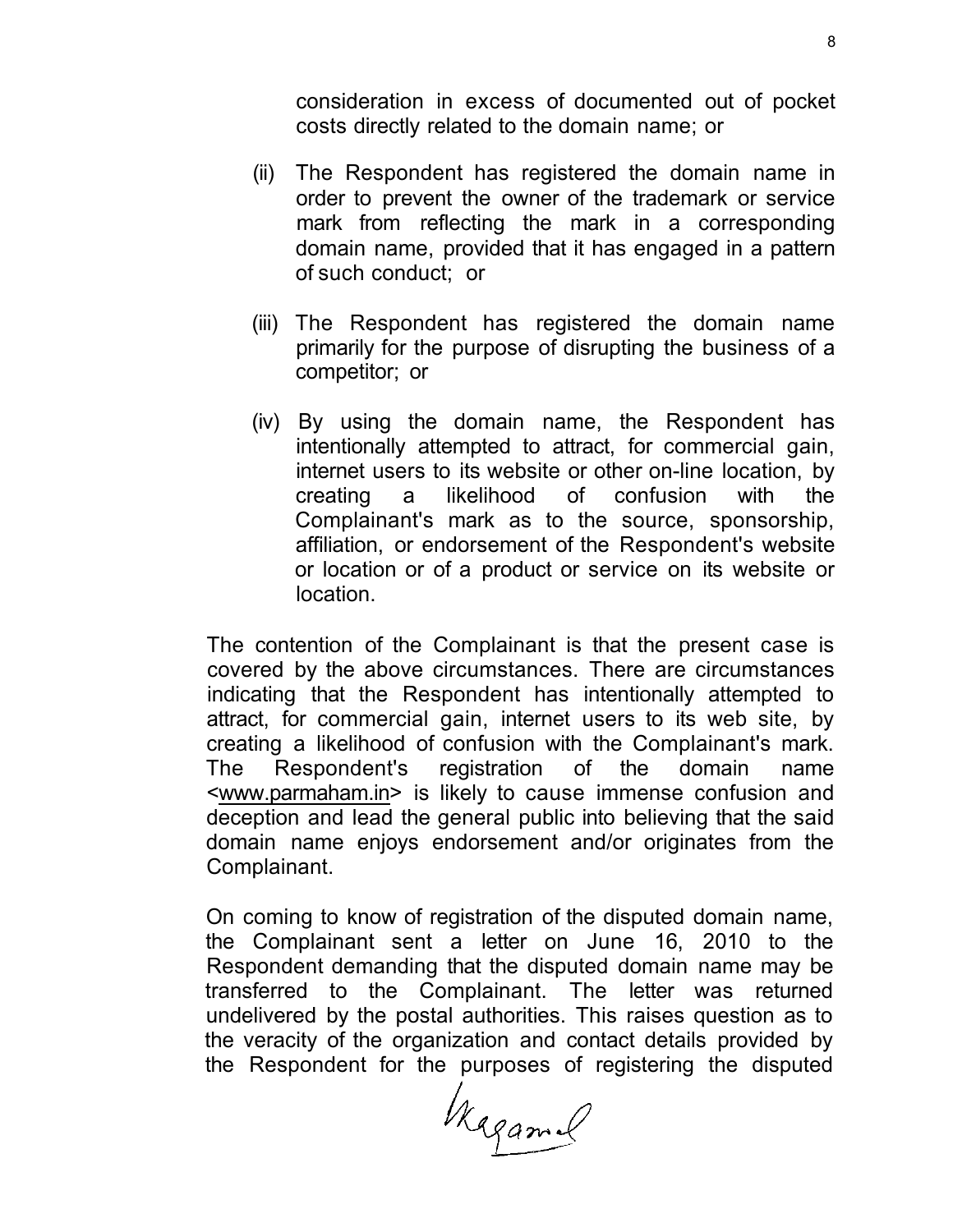consideration in excess of documented out of pocket costs directly related to the domain name; or

(ii) The Respondent has registered the domain name in order to prevent the owner of the trademark or service mark from reflecting the mark in a corresponding domain name, provided that it has engaged in a pattern of such conduct; or

(iii) The Respondent has registered the domain name primarily for the purpose of disrupting the business of a competitor; or

(iv) By using the domain name, the Respondent has intentionally attempted to attract, for commercial gain, internet users to its website or other on-line location, by creating a likelihood of confusion with the Complainant's mark as to the source, sponsorship, affiliation, or endorsement of the Respondent's website or location or of a product or service on its website or location.

The contention of the Complainant is that the present case is covered by the above circumstances. There are circumstances indicating that the Respondent has intentionally attempted to attract, for commercial gain, internet users to its web site, by creating a likelihood of confusion with the Complainant's mark. The Respondent's registration of the domain name <www.parmaham.in> is likely to cause immense confusion and deception and lead the general public into believing that the said domain name enjoys endorsement and/or originates from the Complainant.

On coming to know of registration of the disputed domain name, the Complainant sent a letter on June 16, 2010 to the Respondent demanding that the disputed domain name may be transferred to the Complainant. The letter was returned undelivered by the postal authorities. This raises question as to the veracity of the organization and contact details provided by the Respondent for the purposes of registering the disputed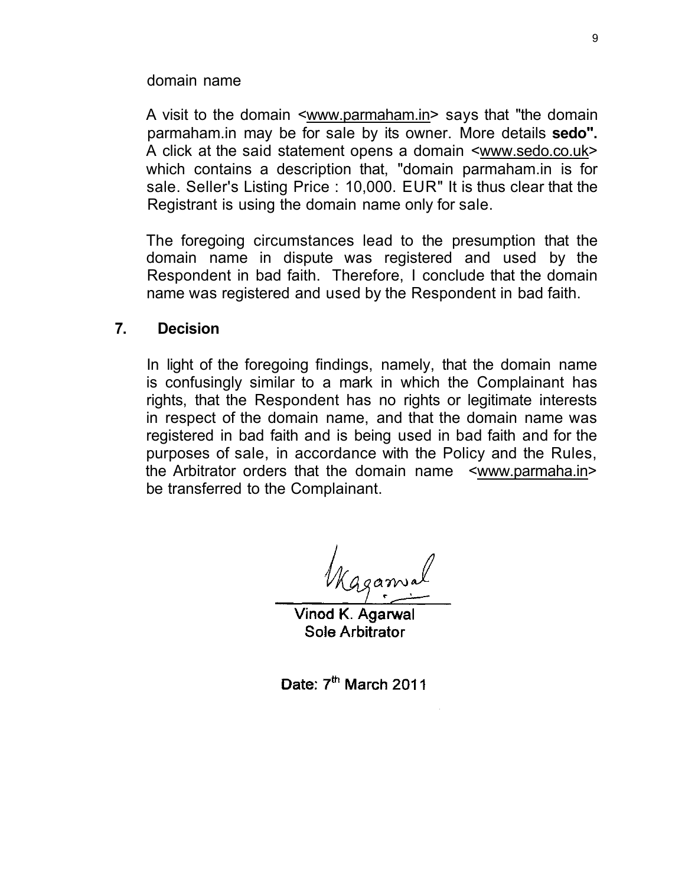domain name

A visit to the domain <www.parmaham.in> says that "the domain parmaham.in may be for sale by its owner. More details **sedo".** A click at the said statement opens a domain <www.sedo.co.uk> which contains a description that, "domain parmaham.in is for sale. Seller's Listing Price : 10,000. EUR" It is thus clear that the Registrant is using the domain name only for sale.

The foregoing circumstances lead to the presumption that the domain name in dispute was registered and used by the Respondent in bad faith. Therefore, I conclude that the domain name was registered and used by the Respondent in bad faith.

## 7. Decision

In light of the foregoing findings, namely, that the domain name is confusingly similar to a mark in which the Complainant has rights, that the Respondent has no rights or legitimate interests in respect of the domain name, and that the domain name was registered in bad faith and is being used in bad faith and for the purposes of sale, in accordance with the Policy and the Rules, the Arbitrator orders that the domain name <www.parmaha.in> be transferred to the Complainant.

Vinod K. Agarwal
Sole Arbitrator

Date: 7th March 2011